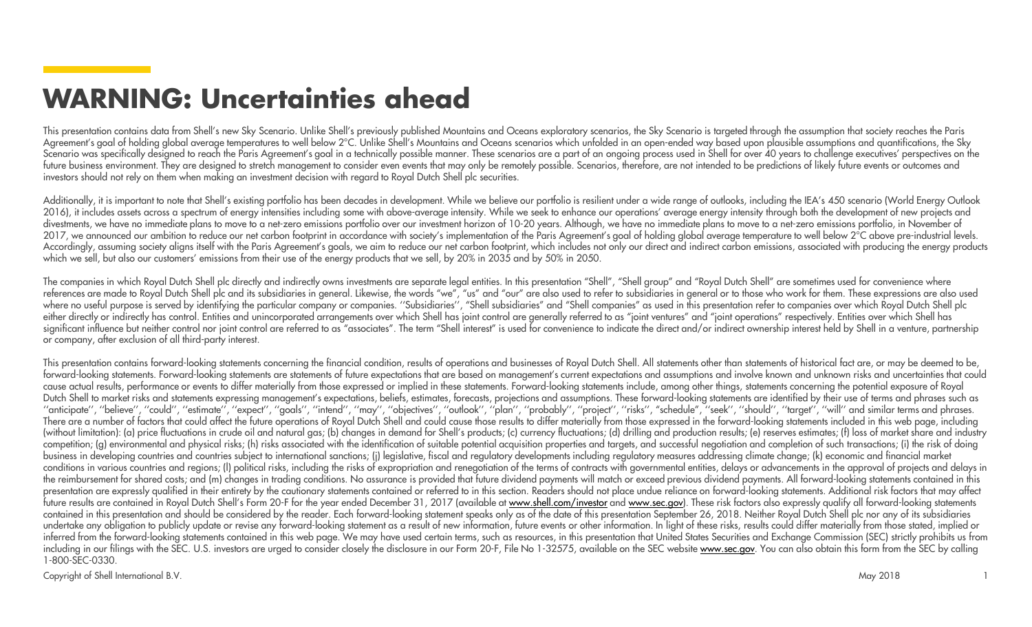# WARNING: Uncertainties ahead

This presentation contains data from Shell's new Sky Scenario. Unlike Shell's previously published Mountains and Oceans exploratory scenarios, the Sky Scenario is targeted through the assumption that society reaches the Paris Agreement's goal of holding global average temperatures to well below 2°C. Unlike Shell's Mountains and Oceans scenarios which unfolded in an open-ended way based upon plausible assumptions and quantifications, the Sky Scenario was specifically designed to reach the Paris Agreement's goal in a technically possible manner. These scenarios are a part of an ongoing process used in Shell for over 40 years to challenge executives' perspectives on the future business environment. They are designed to stretch management to consider even events that may only be remotely possible. Scenarios, therefore, are not intended to be predictions of likely future events or outcomes and investors should not rely on them when making an investment decision with regard to Royal Dutch Shell plc securities.

Additionally, it is important to note that Shell's existing portfolio has been decades in development. While we believe our portfolio is resilient under a wide range of outlooks, including the IEA's 450 scenario (World Energy Outlook 2016), it includes assets across a spectrum of energy intensities including some with above-average intensity. While we seek to enhance our operations' average energy intensity through both the development of new projects and divestments, we have no immediate plans to move to a net-zero emissions portfolio over our investment horizon of 10-20 years. Although, we have no immediate plans to move to a net-zero emissions portfolio, in November of 2017, we announced our ambition to reduce our net carbon footprint in accordance with society's implementation of the Paris Agreement's goal of holding global average temperature to well below 2°C above pre-industrial levels. Accordingly, assuming society aligns itself with the Paris Agreement's goals, we aim to reduce our net carbon footprint, which includes not only our direct and indirect carbon emissions, associated with producing the energy products which we sell, but also our customers' emissions from their use of the energy products that we sell, by 20% in 2035 and by 50% in 2050.

The companies in which Royal Dutch Shell plc directly and indirectly owns investments are separate legal entities. In this presentation "Shell", "Shell group" and "Royal Dutch Shell" are sometimes used for convenience where references are made to Royal Dutch Shell plc and its subsidiaries in general. Likewise, the words "we", "us" and "our" are also used to refer to subsidiaries in general or to those who work for them. These expressions are also used where no useful purpose is served by identifying the particular company or companies. ''Subsidiaries'', "Shell subsidiaries" and "Shell companies" as used in this presentation refer to companies over which Royal Dutch Shell plc either directly or indirectly has control. Entities and unincorporated arrangements over which Shell has joint control are generally referred to as "joint ventures" and "joint operations" respectively. Entities over which Shell has significant influence but neither control nor joint control are referred to as "associates". The term "Shell interest" is used for convenience to indicate the direct and/or indirect ownership interest held by Shell in a venture, partnership or company, after exclusion of all third-party interest.

This presentation contains forward-looking statements concerning the financial condition, results of operations and businesses of Royal Dutch Shell. All statements other than statements of historical fact are, or may be deemed to be, forward-looking statements. Forward-looking statements are statements of future expectations that are based on management's current expectations and assumptions and involve known and unknown risks and uncertainties that could cause actual results, performance or events to differ materially from those expressed or implied in these statements. Forward-looking statements include, among other things, statements concerning the potential exposure of Royal Dutch Shell to market risks and statements expressing management's expectations, beliefs, estimates, forecasts, projections and assumptions. These forward-looking statements are identified by their use of terms and phrases such as ''anticipate'', ''believe'', ''could'', ''estimate'', ''expect'', ''goals'', ''intend'', ''may'', ''objectives'', ''outlook'', ''plan'', ''probably'', ''project'', ''risks'', "schedule", ''seek'', ''should'', ''target'', ''will'' and similar terms and phrases. There are a number of factors that could affect the future operations of Royal Dutch Shell and could cause those results to differ materially from those expressed in the forward-looking statements included in this web page, including (without limitation): (a) price fluctuations in crude oil and natural gas; (b) changes in demand for Shell's products; (c) currency fluctuations; (d) drilling and production results; (e) reserves estimates; (f) loss of market share and industry competition; (g) environmental and physical risks; (h) risks associated with the identification of suitable potential acquisition properties and targets, and successful negotiation and completion of such transactions; (i) the risk of doing business in developing countries and countries subject to international sanctions; (j) legislative, fiscal and regulatory developments including regulatory measures addressing climate change; (k) economic and financial market conditions in various countries and regions; (l) political risks, including the risks of expropriation and renegotiation of the terms of contracts with governmental entities, delays or advancements in the approval of projects and delays in the reimbursement for shared costs; and (m) changes in trading conditions. No assurance is provided that future dividend payments will match or exceed previous dividend payments. All forward-looking statements contained in this presentation are expressly qualified in their entirety by the cautionary statements contained or referred to in this section. Readers should not place undue reliance on forward-looking statements. Additional risk factors that may affect future results are contained in Royal Dutch Shell's Form 20-F for the year ended December 31, 2017 (available at www.shell.com/investor and www.sec.gov). These risk factors also expressly qualify all forward-looking statements contained in this presentation and should be considered by the reader. Each forward-looking statement speaks only as of the date of this presentation September 26, 2018. Neither Royal Dutch Shell plc nor any of its subsidiaries undertake any obligation to publicly update or revise any forward-looking statement as a result of new information, future events or other information. In light of these risks, results could differ materially from those stated, implied or inferred from the forward-looking statements contained in this web page. We may have used certain terms, such as resources, in this presentation that United States Securities and Exchange Commission (SEC) strictly prohibits us from including in our filings with the SEC. U.S. investors are urged to consider closely the disclosure in our Form 20-F, File No 1-32575, available on the SEC website www.sec.gov. You can also obtain this form from the SEC by calling 1-800-SEC-0330.

Copyright of Shell International B.V.

May 2018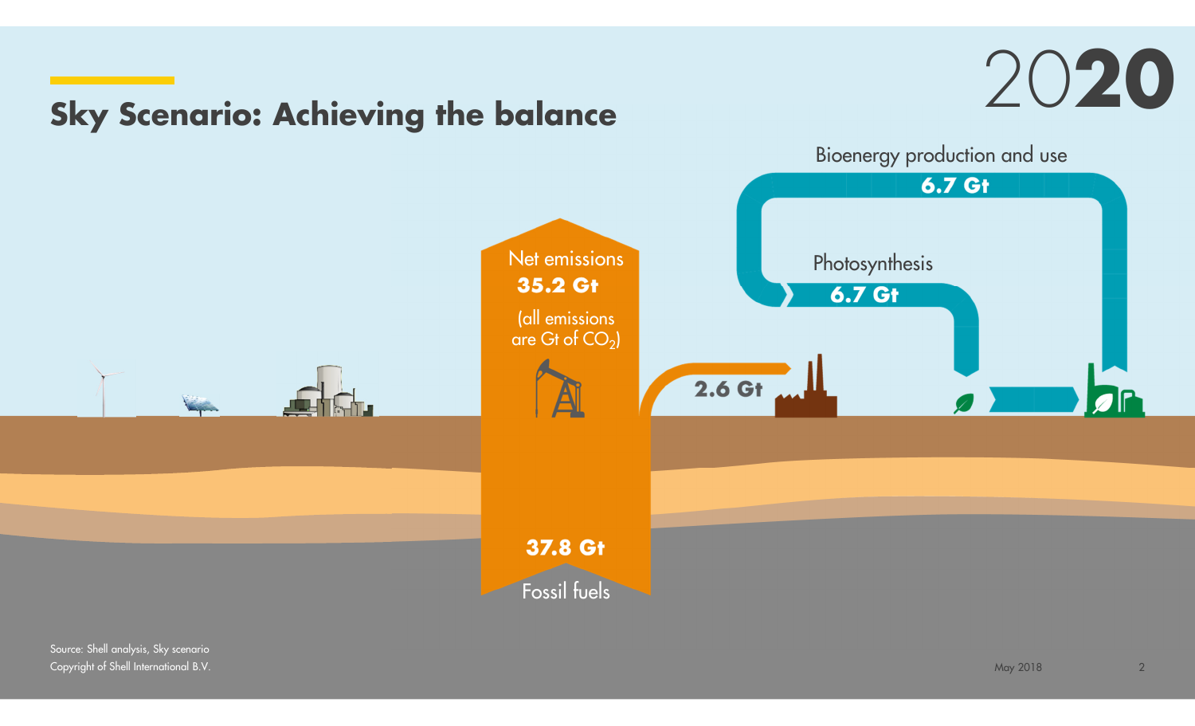# Sky Scenario: Achieving the balance

2020

Bioenergy production and use
**6.7 Gt**

Photosynthesis
**6.7 Gt**

Net emissions
**35.2 Gt**
(all emissions are Gt of $CO_2$)

**2.6 Gt**

**37.8 Gt**
Fossil fuels

Source: Shell analysis, Sky scenario
Copyright of Shell International B.V.

May 2018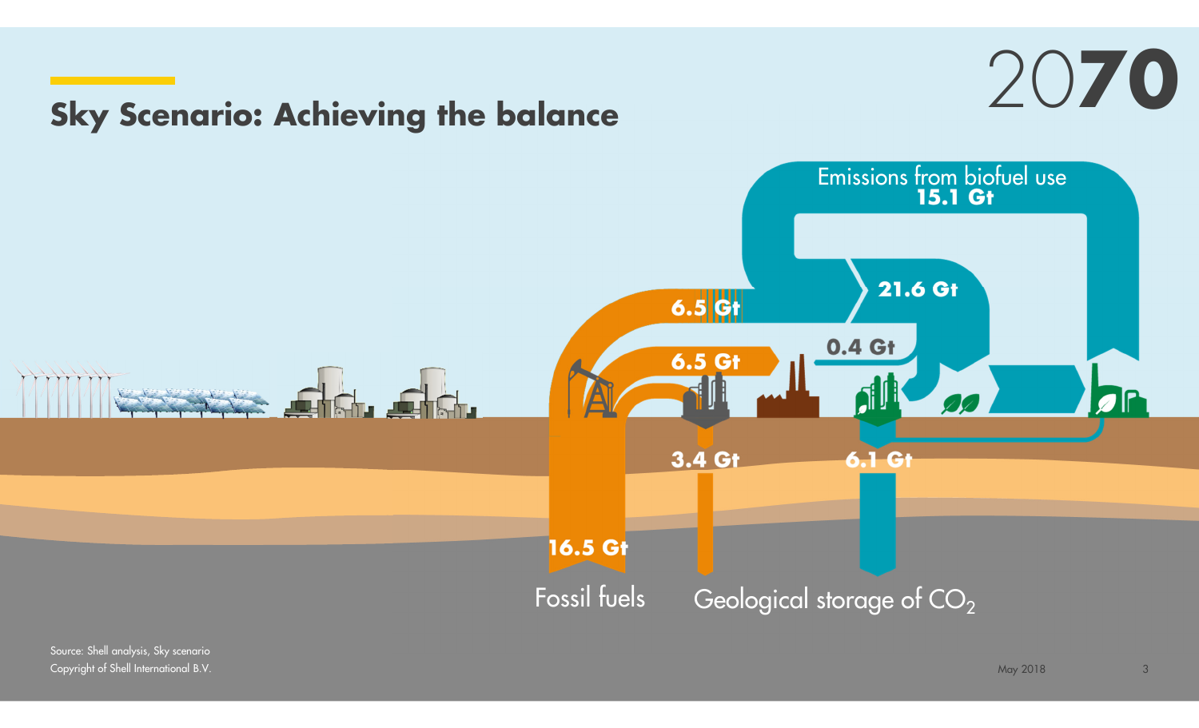# Sky Scenario: Achieving the balance

2070

Emissions from biofuel use
15.1 Gt

21.6 Gt

6.5 Gt

6.5 Gt

0.4 Gt

3.4 Gt

6.1 Gt

16.5 Gt

Fossil fuels

Geological storage of $CO_2$

Source: Shell analysis, Sky scenario
Copyright of Shell International B.V.

May 2018